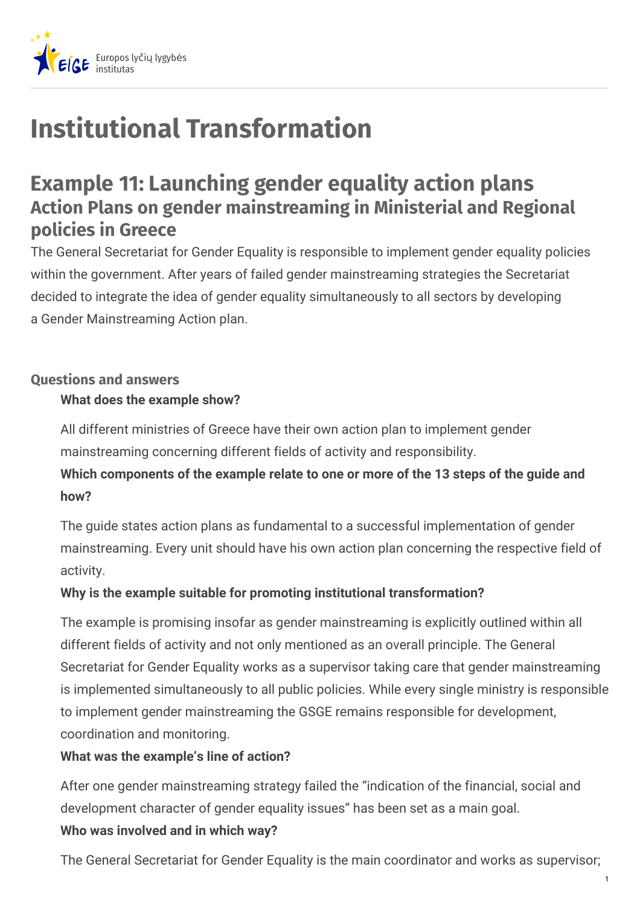# Institutional Transformation

## Example 11: Launching gender equality action plans

### Action Plans on gender mainstreaming in Ministerial and Regional policies in Greece

The General Secretariat for Gender Equality is responsible to implement gender equality policies within the government. After years of failed gender mainstreaming strategies the Secretariat decided to integrate the idea of gender equality simultaneously to all sectors by developing a Gender Mainstreaming Action plan.

#### Questions and answers

**What does the example show?**

All different ministries of Greece have their own action plan to implement gender mainstreaming concerning different fields of activity and responsibility.

**Which components of the example relate to one or more of the 13 steps of the guide and how?**

The guide states action plans as fundamental to a successful implementation of gender mainstreaming. Every unit should have his own action plan concerning the respective field of activity.

**Why is the example suitable for promoting institutional transformation?**

The example is promising insofar as gender mainstreaming is explicitly outlined within all different fields of activity and not only mentioned as an overall principle. The General Secretariat for Gender Equality works as a supervisor taking care that gender mainstreaming is implemented simultaneously to all public policies. While every single ministry is responsible to implement gender mainstreaming the GSGE remains responsible for development, coordination and monitoring.

**What was the example's line of action?**

After one gender mainstreaming strategy failed the "indication of the financial, social and development character of gender equality issues" has been set as a main goal.

**Who was involved and in which way?**

The General Secretariat for Gender Equality is the main coordinator and works as supervisor;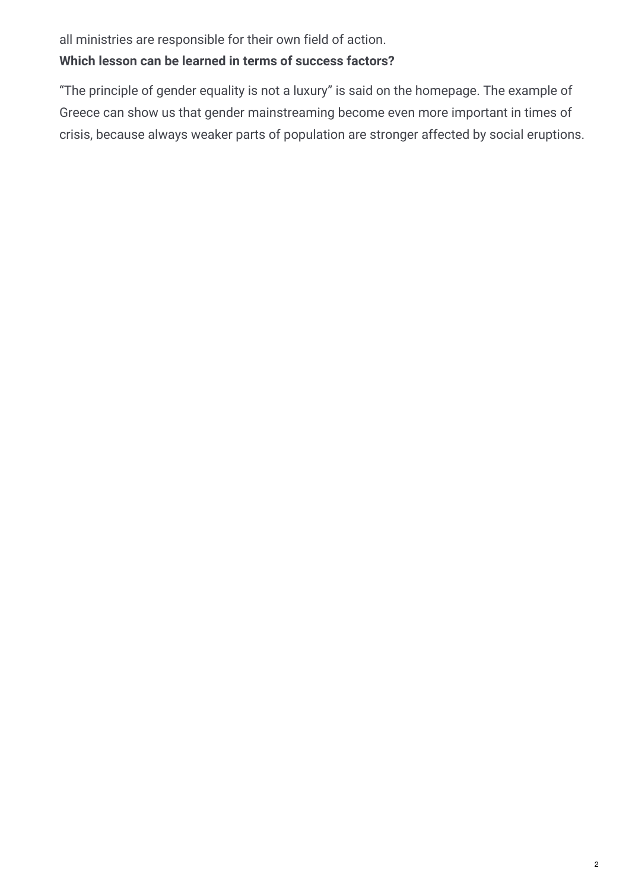all ministries are responsible for their own field of action.

**Which lesson can be learned in terms of success factors?**

“The principle of gender equality is not a luxury” is said on the homepage. The example of Greece can show us that gender mainstreaming become even more important in times of crisis, because always weaker parts of population are stronger affected by social eruptions.